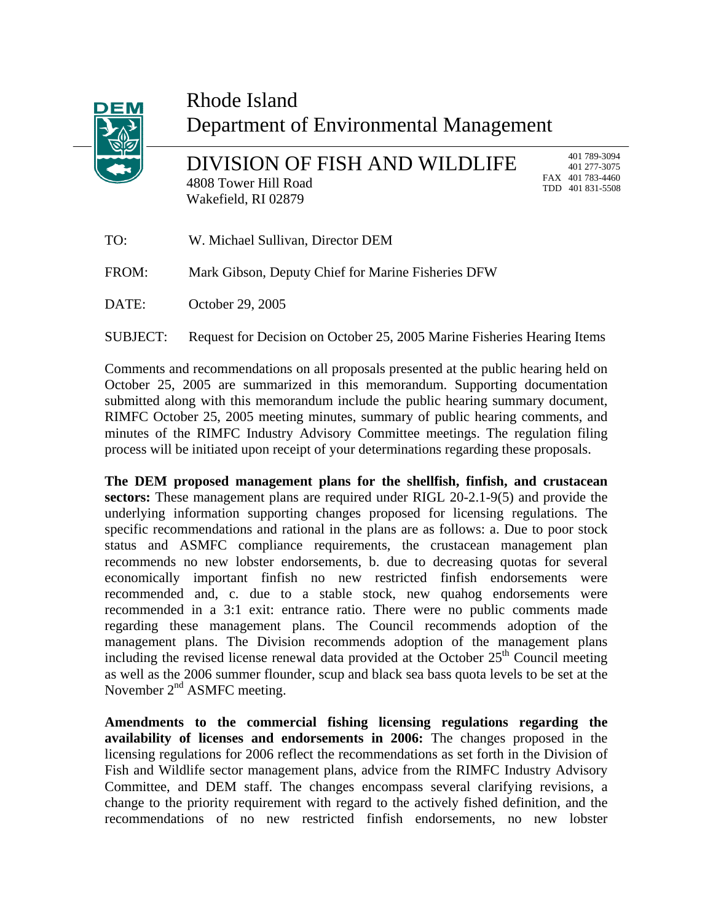# Rhode Island
# Department of Environmental Management

## DIVISION OF FISH AND WILDLIFE

4808 Tower Hill Road
Wakefield, RI 02879

401 789-3094
401 277-3075
FAX 401 783-4460
TDD 401 831-5508

TO: W. Michael Sullivan, Director DEM

FROM: Mark Gibson, Deputy Chief for Marine Fisheries DFW

DATE: October 29, 2005

SUBJECT: Request for Decision on October 25, 2005 Marine Fisheries Hearing Items

Comments and recommendations on all proposals presented at the public hearing held on October 25, 2005 are summarized in this memorandum. Supporting documentation submitted along with this memorandum include the public hearing summary document, RIMFC October 25, 2005 meeting minutes, summary of public hearing comments, and minutes of the RIMFC Industry Advisory Committee meetings. The regulation filing process will be initiated upon receipt of your determinations regarding these proposals.

**The DEM proposed management plans for the shellfish, finfish, and crustacean sectors:** These management plans are required under RIGL 20-2.1-9(5) and provide the underlying information supporting changes proposed for licensing regulations. The specific recommendations and rational in the plans are as follows: a. Due to poor stock status and ASMFC compliance requirements, the crustacean management plan recommends no new lobster endorsements, b. due to decreasing quotas for several economically important finfish no new restricted finfish endorsements were recommended and, c. due to a stable stock, new quahog endorsements were recommended in a 3:1 exit: entrance ratio. There were no public comments made regarding these management plans. The Council recommends adoption of the management plans. The Division recommends adoption of the management plans including the revised license renewal data provided at the October 25th Council meeting as well as the 2006 summer flounder, scup and black sea bass quota levels to be set at the November 2nd ASMFC meeting.

**Amendments to the commercial fishing licensing regulations regarding the availability of licenses and endorsements in 2006:** The changes proposed in the licensing regulations for 2006 reflect the recommendations as set forth in the Division of Fish and Wildlife sector management plans, advice from the RIMFC Industry Advisory Committee, and DEM staff. The changes encompass several clarifying revisions, a change to the priority requirement with regard to the actively fished definition, and the recommendations of no new restricted finfish endorsements, no new lobster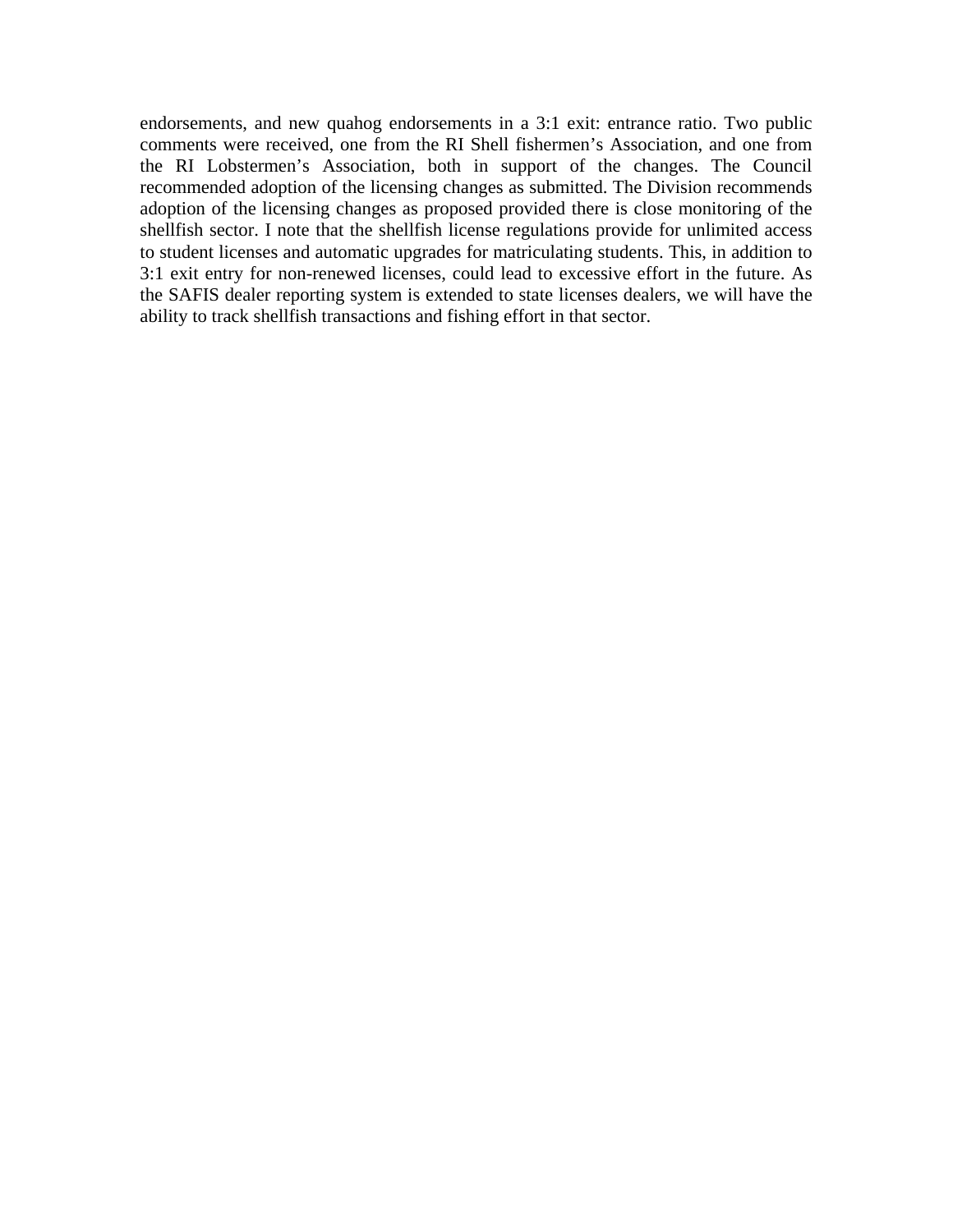endorsements, and new quahog endorsements in a 3:1 exit: entrance ratio. Two public comments were received, one from the RI Shell fishermen's Association, and one from the RI Lobstermen's Association, both in support of the changes. The Council recommended adoption of the licensing changes as submitted. The Division recommends adoption of the licensing changes as proposed provided there is close monitoring of the shellfish sector. I note that the shellfish license regulations provide for unlimited access to student licenses and automatic upgrades for matriculating students. This, in addition to 3:1 exit entry for non-renewed licenses, could lead to excessive effort in the future. As the SAFIS dealer reporting system is extended to state licenses dealers, we will have the ability to track shellfish transactions and fishing effort in that sector.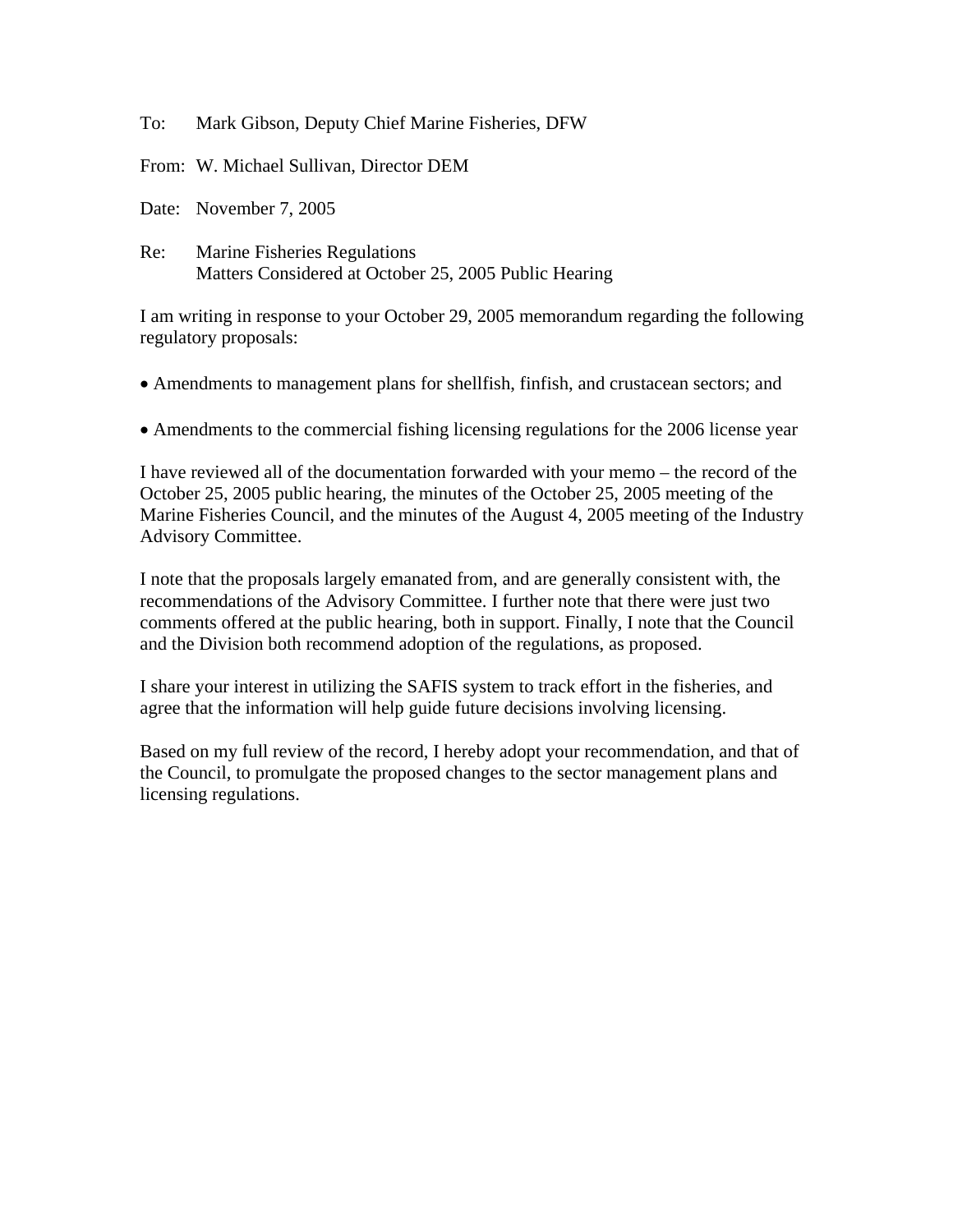To: Mark Gibson, Deputy Chief Marine Fisheries, DFW

From: W. Michael Sullivan, Director DEM

Date: November 7, 2005

Re: Marine Fisheries Regulations
Matters Considered at October 25, 2005 Public Hearing

I am writing in response to your October 29, 2005 memorandum regarding the following regulatory proposals:

- Amendments to management plans for shellfish, finfish, and crustacean sectors; and

- Amendments to the commercial fishing licensing regulations for the 2006 license year

I have reviewed all of the documentation forwarded with your memo – the record of the October 25, 2005 public hearing, the minutes of the October 25, 2005 meeting of the Marine Fisheries Council, and the minutes of the August 4, 2005 meeting of the Industry Advisory Committee.

I note that the proposals largely emanated from, and are generally consistent with, the recommendations of the Advisory Committee. I further note that there were just two comments offered at the public hearing, both in support. Finally, I note that the Council and the Division both recommend adoption of the regulations, as proposed.

I share your interest in utilizing the SAFIS system to track effort in the fisheries, and agree that the information will help guide future decisions involving licensing.

Based on my full review of the record, I hereby adopt your recommendation, and that of the Council, to promulgate the proposed changes to the sector management plans and licensing regulations.